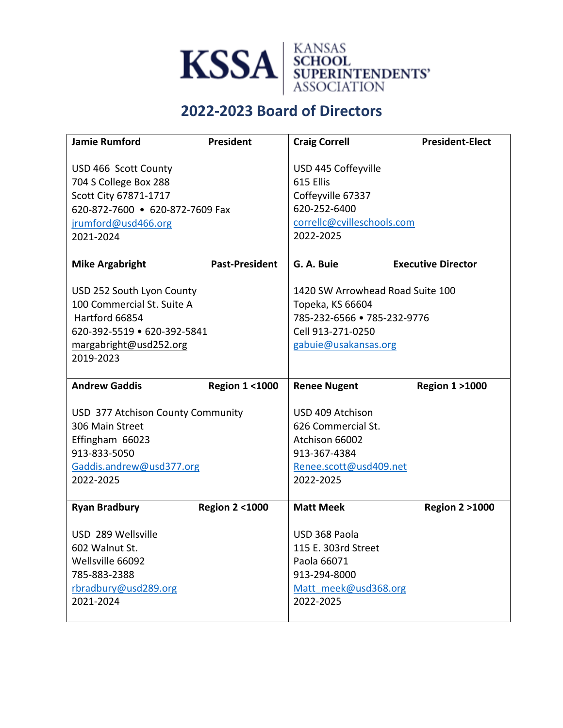KSSA | KANSAS SCHOOL SUPERINTENDENTS' ASSOCIATION

# 2022-2023 Board of Directors

| | |
|---|---|
| **Jamie Rumford** **President**<br><br>USD 466 Scott County<br>704 S College Box 288<br>Scott City 67871-1717<br>620-872-7600 • 620-872-7609 Fax<br>jrumford@usd466.org<br>2021-2024 | **Craig Correll** **President-Elect**<br><br>USD 445 Coffeyville<br>615 Ellis<br>Coffeyville 67337<br>620-252-6400<br>correllc@cvilleschools.com<br>2022-2025 |
| **Mike Argabright** **Past-President**<br><br>USD 252 South Lyon County<br>100 Commercial St. Suite A<br>Hartford 66854<br>620-392-5519 • 620-392-5841<br>margabright@usd252.org<br>2019-2023 | **G. A. Buie** **Executive Director**<br><br>1420 SW Arrowhead Road Suite 100<br>Topeka, KS 66604<br>785-232-6566 • 785-232-9776<br>Cell 913-271-0250<br>gabuie@usakansas.org |
| **Andrew Gaddis** **Region 1 <1000**<br><br>USD 377 Atchison County Community<br>306 Main Street<br>Effingham 66023<br>913-833-5050<br>Gaddis.andrew@usd377.org<br>2022-2025 | **Renee Nugent** **Region 1 >1000**<br><br>USD 409 Atchison<br>626 Commercial St.<br>Atchison 66002<br>913-367-4384<br>Renee.scott@usd409.net<br>2022-2025 |
| **Ryan Bradbury** **Region 2 <1000**<br><br>USD 289 Wellsville<br>602 Walnut St.<br>Wellsville 66092<br>785-883-2388<br>rbradbury@usd289.org<br>2021-2024 | **Matt Meek** **Region 2 >1000**<br><br>USD 368 Paola<br>115 E. 303rd Street<br>Paola 66071<br>913-294-8000<br>Matt_meek@usd368.org<br>2022-2025 |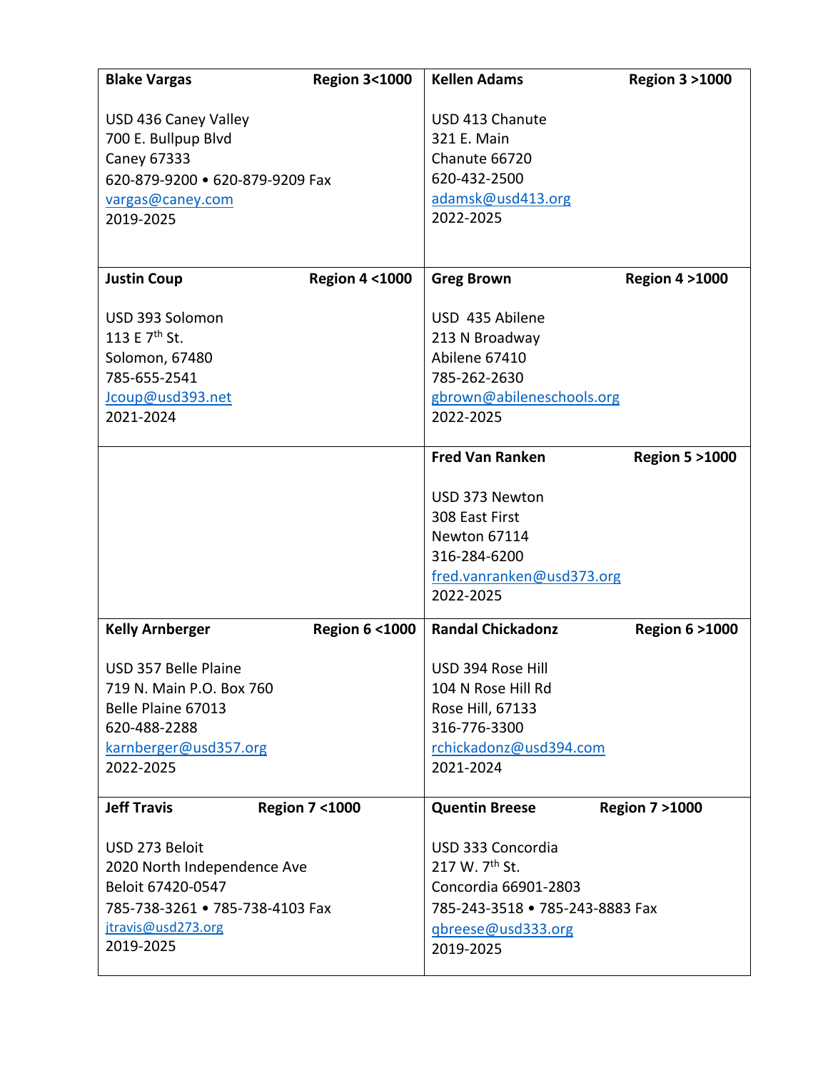| | |
|---|---|
| **Blake Vargas** **Region 3<1000**<br><br>USD 436 Caney Valley<br>700 E. Bullpup Blvd<br>Caney 67333<br>620-879-9200 • 620-879-9209 Fax<br>vargas@caney.com<br>2019-2025 | **Kellen Adams** **Region 3 >1000**<br><br>USD 413 Chanute<br>321 E. Main<br>Chanute 66720<br>620-432-2500<br>adamsk@usd413.org<br>2022-2025 |
| **Justin Coup** **Region 4 <1000**<br><br>USD 393 Solomon<br>113 E 7th St.<br>Solomon, 67480<br>785-655-2541<br>Jcoup@usd393.net<br>2021-2024 | **Greg Brown** **Region 4 >1000**<br><br>USD 435 Abilene<br>213 N Broadway<br>Abilene 67410<br>785-262-2630<br>gbrown@abileneschools.org<br>2022-2025 |
| | **Fred Van Ranken** **Region 5 >1000**<br><br>USD 373 Newton<br>308 East First<br>Newton 67114<br>316-284-6200<br>fred.vanranken@usd373.org<br>2022-2025 |
| **Kelly Arnberger** **Region 6 <1000**<br><br>USD 357 Belle Plaine<br>719 N. Main P.O. Box 760<br>Belle Plaine 67013<br>620-488-2288<br>karnberger@usd357.org<br>2022-2025 | **Randal Chickadonz** **Region 6 >1000**<br><br>USD 394 Rose Hill<br>104 N Rose Hill Rd<br>Rose Hill, 67133<br>316-776-3300<br>rchickadonz@usd394.com<br>2021-2024 |
| **Jeff Travis** **Region 7 <1000**<br><br>USD 273 Beloit<br>2020 North Independence Ave<br>Beloit 67420-0547<br>785-738-3261 • 785-738-4103 Fax<br>jtravis@usd273.org<br>2019-2025 | **Quentin Breese** **Region 7 >1000**<br><br>USD 333 Concordia<br>217 W. 7th St.<br>Concordia 66901-2803<br>785-243-3518 • 785-243-8883 Fax<br>qbreese@usd333.org<br>2019-2025 |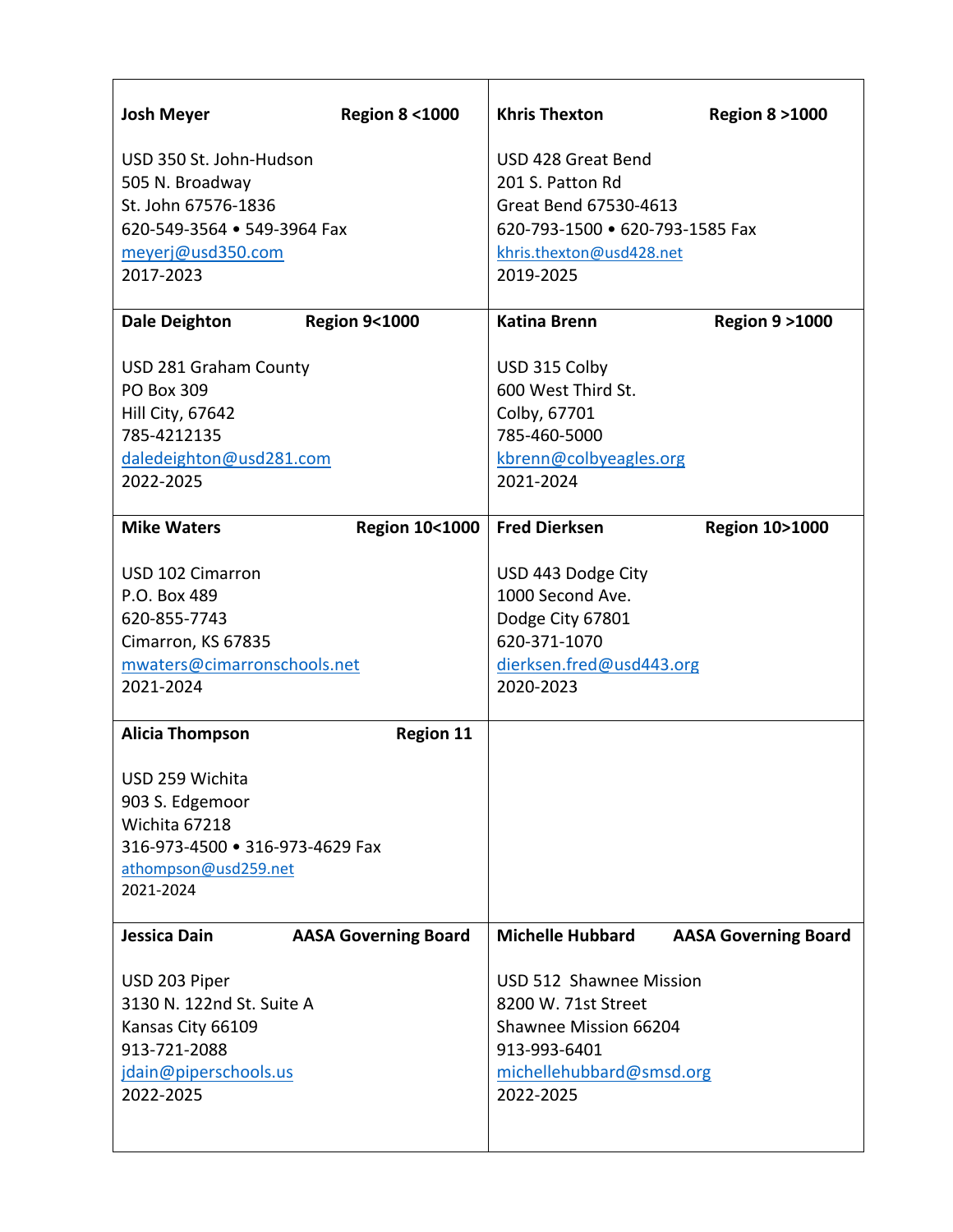| | |
|---|---|
| **Josh Meyer** **Region 8 <1000**<br><br>USD 350 St. John-Hudson<br>505 N. Broadway<br>St. John 67576-1836<br>620-549-3564 • 549-3964 Fax<br>meyerj@usd350.com<br>2017-2023 | **Khris Thexton** **Region 8 >1000**<br><br>USD 428 Great Bend<br>201 S. Patton Rd<br>Great Bend 67530-4613<br>620-793-1500 • 620-793-1585 Fax<br>khris.thexton@usd428.net<br>2019-2025 |
| **Dale Deighton** **Region 9<1000**<br><br>USD 281 Graham County<br>PO Box 309<br>Hill City, 67642<br>785-4212135<br>daledeighton@usd281.com<br>2022-2025 | **Katina Brenn** **Region 9 >1000**<br><br>USD 315 Colby<br>600 West Third St.<br>Colby, 67701<br>785-460-5000<br>kbrenn@colbyeagles.org<br>2021-2024 |
| **Mike Waters** **Region 10<1000**<br><br>USD 102 Cimarron<br>P.O. Box 489<br>620-855-7743<br>Cimarron, KS 67835<br>mwaters@cimarronschools.net<br>2021-2024 | **Fred Dierksen** **Region 10>1000**<br><br>USD 443 Dodge City<br>1000 Second Ave.<br>Dodge City 67801<br>620-371-1070<br>dierksen.fred@usd443.org<br>2020-2023 |
| **Alicia Thompson** **Region 11**<br><br>USD 259 Wichita<br>903 S. Edgemoor<br>Wichita 67218<br>316-973-4500 • 316-973-4629 Fax<br>athompson@usd259.net<br>2021-2024 | |
| **Jessica Dain** **AASA Governing Board**<br><br>USD 203 Piper<br>3130 N. 122nd St. Suite A<br>Kansas City 66109<br>913-721-2088<br>jdain@piperschools.us<br>2022-2025 | **Michelle Hubbard** **AASA Governing Board**<br><br>USD 512 Shawnee Mission<br>8200 W. 71st Street<br>Shawnee Mission 66204<br>913-993-6401<br>michellehubbard@smsd.org<br>2022-2025 |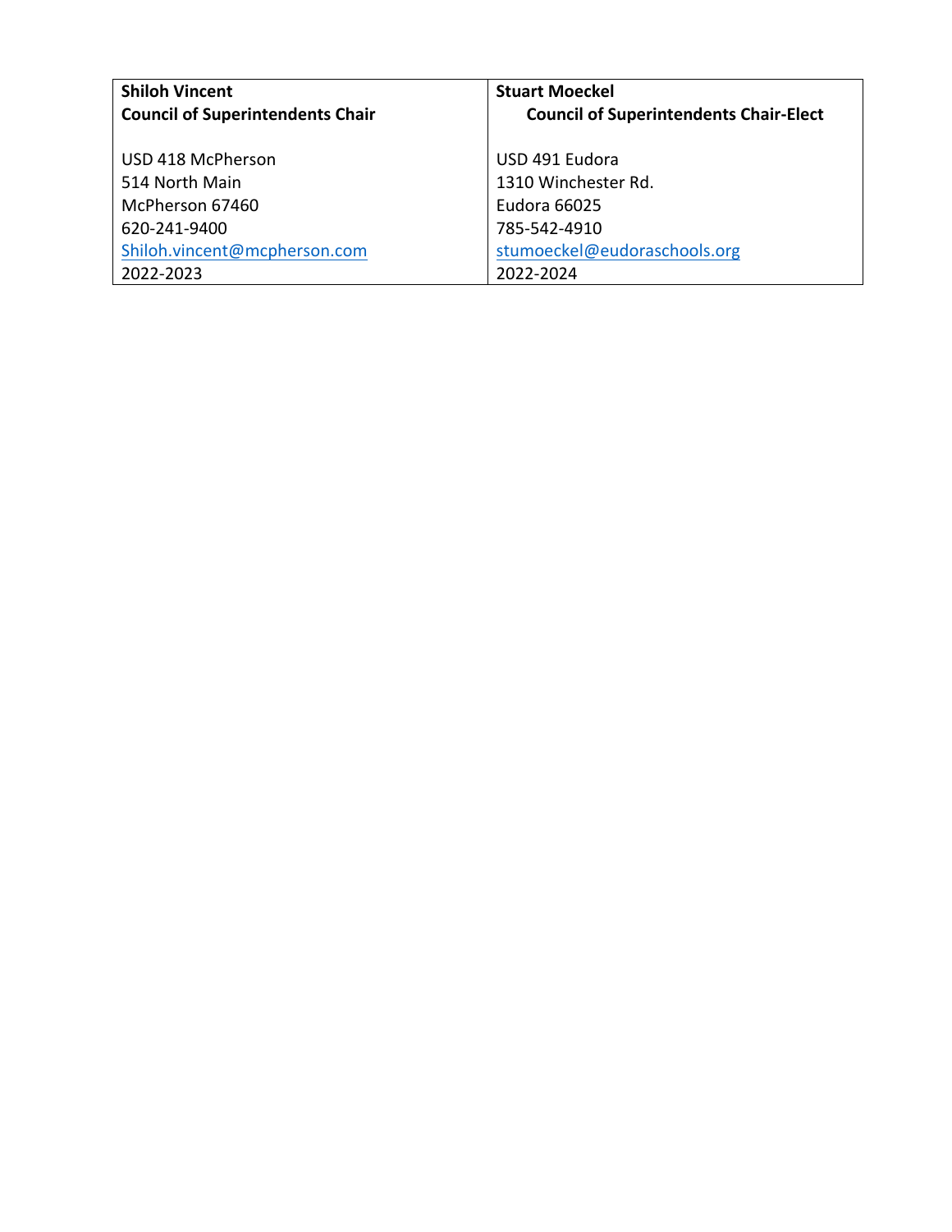| | |
|---|---|
| **Shiloh Vincent**<br>**Council of Superintendents Chair**<br><br>USD 418 McPherson<br>514 North Main<br>McPherson 67460<br>620-241-9400<br>Shiloh.vincent@mcpherson.com<br>2022-2023 | **Stuart Moeckel**<br>**Council of Superintendents Chair-Elect**<br><br>USD 491 Eudora<br>1310 Winchester Rd.<br>Eudora 66025<br>785-542-4910<br>stumoeckel@eudoraschools.org<br>2022-2024 |